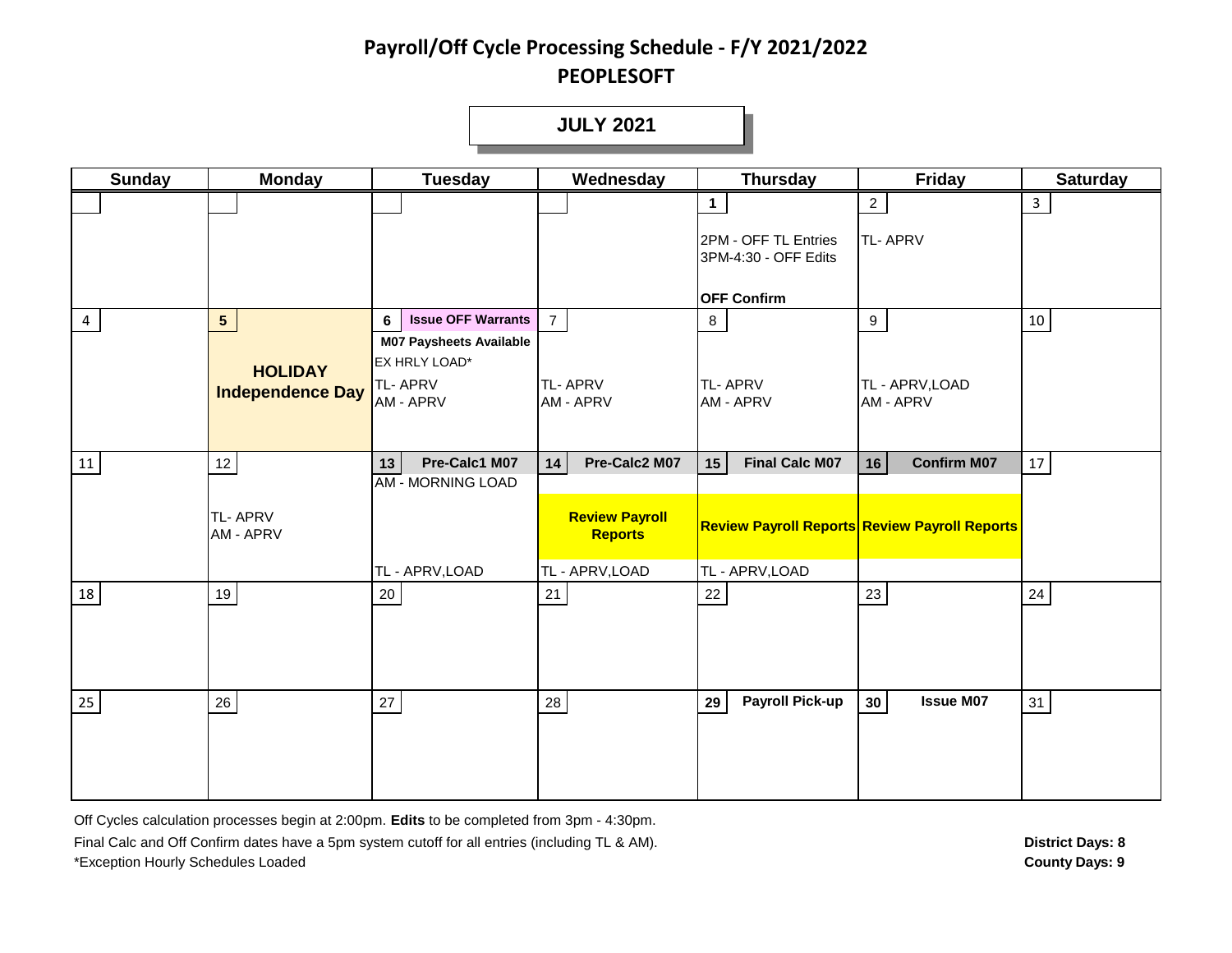# Payroll/Off Cycle Processing Schedule - F/Y 2021/2022
## PEOPLESOFT

### JULY 2021

| Sunday | Monday | Tuesday | Wednesday | Thursday | Friday | Saturday |
|---|---|---|---|---|---|---|
| | | | | 1<br>2PM - OFF TL Entries<br>3PM-4:30 - OFF Edits<br>**OFF Confirm** | 2<br>TL- APRV | 3 |
| 4 | 5<br>**HOLIDAY Independence Day** | 6 **Issue OFF Warrants**<br>**M07 Paysheets Available**<br>EX HRLY LOAD*<br>TL- APRV<br>AM - APRV | 7<br>TL- APRV<br>AM - APRV | 8<br>TL- APRV<br>AM - APRV | 9<br>TL - APRV,LOAD<br>AM - APRV | 10 |
| 11 | 12<br>TL- APRV<br>AM - APRV | 13 **Pre-Calc1 M07**<br>AM - MORNING LOAD<br>TL - APRV,LOAD | 14 **Pre-Calc2 M07**<br>**Review Payroll Reports**<br>TL - APRV,LOAD | 15 **Final Calc M07**<br>**Review Payroll Reports**<br>TL - APRV,LOAD | 16 **Confirm M07**<br>**Review Payroll Reports** | 17 |
| 18 | 19 | 20 | 21 | 22 | 23 | 24 |
| 25 | 26 | 27 | 28 | 29 **Payroll Pick-up** | 30 **Issue M07** | 31 |

Off Cycles calculation processes begin at 2:00pm. **Edits** to be completed from 3pm - 4:30pm.

Final Calc and Off Confirm dates have a 5pm system cutoff for all entries (including TL & AM).

*Exception Hourly Schedules Loaded

**District Days: 8**

**County Days: 9**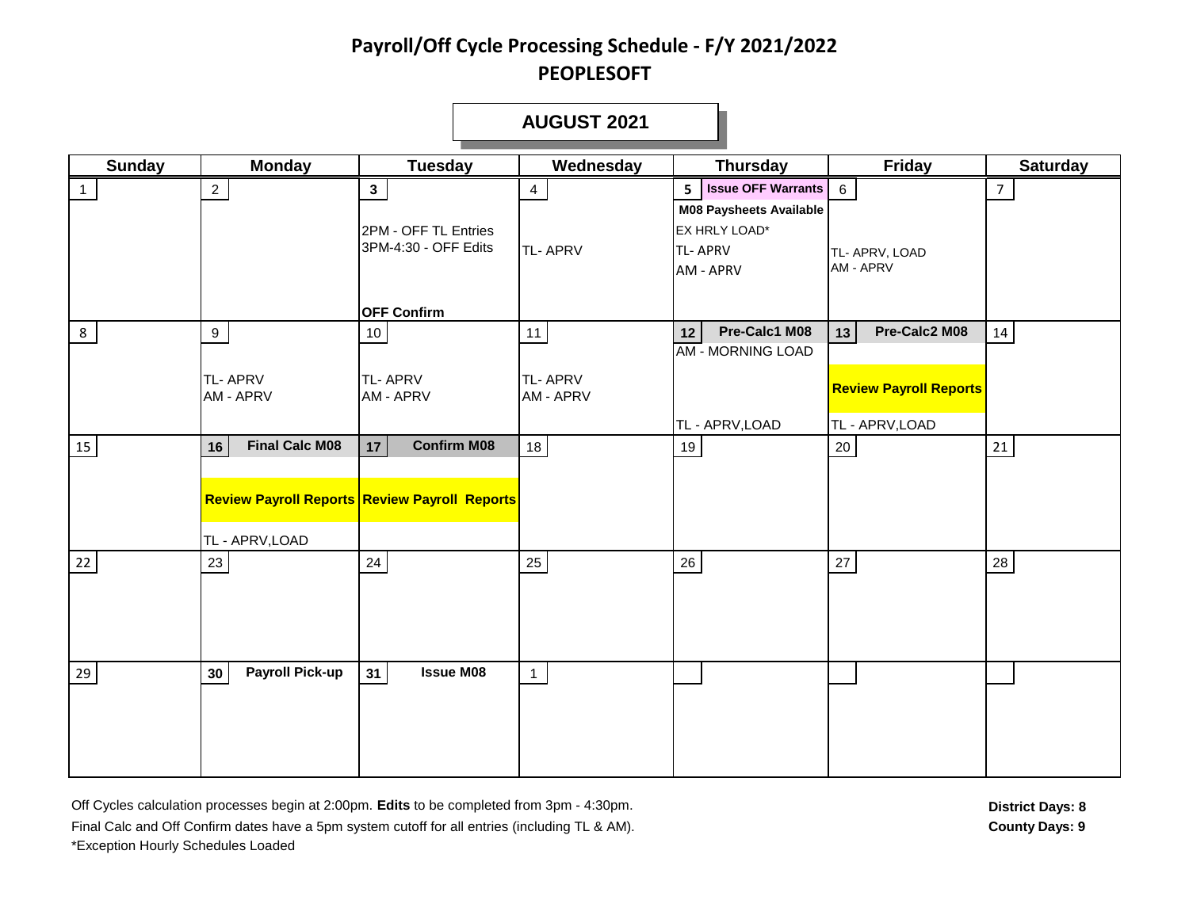# Payroll/Off Cycle Processing Schedule - F/Y 2021/2022

## PEOPLESOFT

### AUGUST 2021

| Sunday | Monday | Tuesday | Wednesday | Thursday | Friday | Saturday |
|---|---|---|---|---|---|---|
| 1 | 2 | **3**<br>2PM - OFF TL Entries<br>3PM-4:30 - OFF Edits<br>**OFF Confirm** | 4<br>TL- APRV | **5** **Issue OFF Warrants**<br>**M08 Paysheets Available**<br>EX HRLY LOAD*<br>TL- APRV<br>AM - APRV | 6<br>TL- APRV, LOAD<br>AM - APRV | 7 |
| 8 | 9<br>TL- APRV<br>AM - APRV | 10<br>TL- APRV<br>AM - APRV | 11<br>TL- APRV<br>AM - APRV | **12** **Pre-Calc1 M08**<br>AM - MORNING LOAD<br>TL - APRV,LOAD | **13** **Pre-Calc2 M08**<br>**Review Payroll Reports**<br>TL - APRV,LOAD | 14 |
| 15 | **16** **Final Calc M08**<br>**Review Payroll Reports**<br>TL - APRV,LOAD | **17** **Confirm M08**<br>**Review Payroll Reports** | 18 | 19 | 20 | 21 |
| 22 | 23 | 24 | 25 | 26 | 27 | 28 |
| 29 | **30** **Payroll Pick-up** | **31** **Issue M08** | 1 | | | |

Off Cycles calculation processes begin at 2:00pm. **Edits** to be completed from 3pm - 4:30pm.
Final Calc and Off Confirm dates have a 5pm system cutoff for all entries (including TL & AM).
*Exception Hourly Schedules Loaded

**District Days: 8**
**County Days: 9**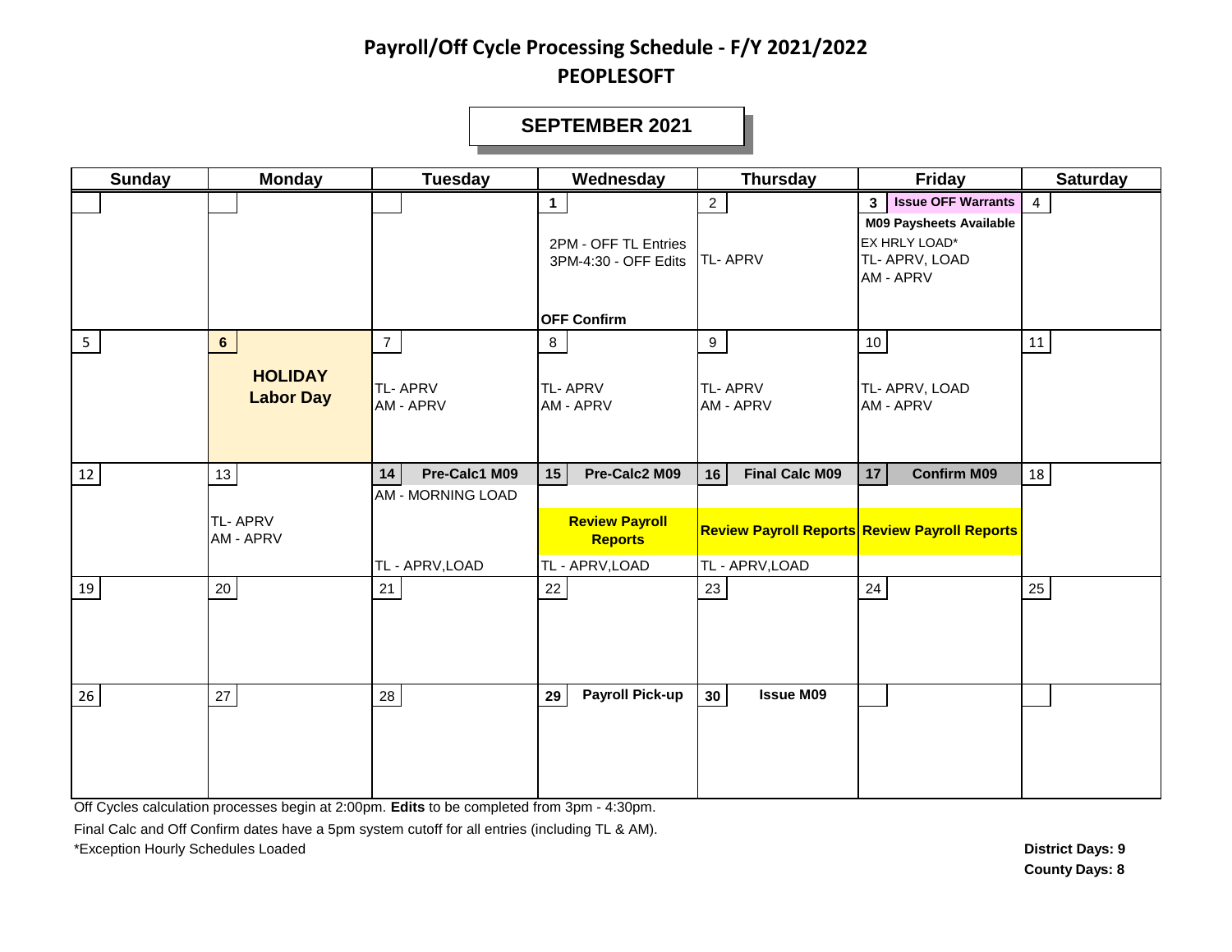# Payroll/Off Cycle Processing Schedule - F/Y 2021/2022

## PEOPLESOFT

### SEPTEMBER 2021

| Sunday | Monday | Tuesday | Wednesday | Thursday | Friday | Saturday |
|---|---|---|---|---|---|---|
| | | | **1**<br>2PM - OFF TL Entries<br>3PM-4:30 - OFF Edits<br>**OFF Confirm** | 2<br>TL- APRV | **3** **Issue OFF Warrants**<br>**M09 Paysheets Available**<br>EX HRLY LOAD*<br>TL- APRV, LOAD<br>AM - APRV | 4 |
| 5 | **6**<br>**HOLIDAY**<br>**Labor Day** | 7<br>TL- APRV<br>AM - APRV | 8<br>TL- APRV<br>AM - APRV | 9<br>TL- APRV<br>AM - APRV | 10<br>TL- APRV, LOAD<br>AM - APRV | 11 |
| 12 | 13<br>TL- APRV<br>AM - APRV | **14** **Pre-Calc1 M09**<br>AM - MORNING LOAD<br>TL - APRV,LOAD | **15** **Pre-Calc2 M09**<br>**Review Payroll Reports**<br>TL - APRV,LOAD | **16** **Final Calc M09**<br>**Review Payroll Reports**<br>TL - APRV,LOAD | **17** **Confirm M09**<br>**Review Payroll Reports** | 18 |
| 19 | 20 | 21 | 22 | 23 | 24 | 25 |
| 26 | 27 | 28 | **29** **Payroll Pick-up** | **30** **Issue M09** | | |

Off Cycles calculation processes begin at 2:00pm. **Edits** to be completed from 3pm - 4:30pm.

Final Calc and Off Confirm dates have a 5pm system cutoff for all entries (including TL & AM).

*Exception Hourly Schedules Loaded

**District Days: 9**

**County Days: 8**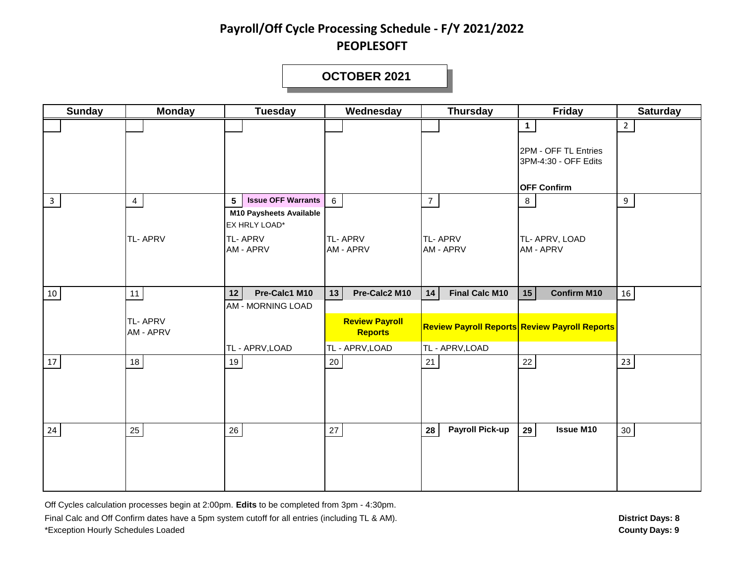# Payroll/Off Cycle Processing Schedule - F/Y 2021/2022

## PEOPLESOFT

### OCTOBER 2021

| Sunday | Monday | Tuesday | Wednesday | Thursday | Friday | Saturday |
|---|---|---|---|---|---|---|
| | | | | | **1**<br>2PM - OFF TL Entries<br>3PM-4:30 - OFF Edits<br>**OFF Confirm** | 2 |
| 3 | 4<br>TL- APRV | **5** **Issue OFF Warrants**<br>**M10 Paysheets Available**<br>EX HRLY LOAD*<br>TL- APRV<br>AM - APRV | 6<br>TL- APRV<br>AM - APRV | 7<br>TL- APRV<br>AM - APRV | 8<br>TL- APRV, LOAD<br>AM - APRV | 9 |
| 10 | 11<br>TL- APRV<br>AM - APRV | **12** **Pre-Calc1 M10**<br>AM - MORNING LOAD<br>TL - APRV,LOAD | **13** **Pre-Calc2 M10**<br>**Review Payroll Reports**<br>TL - APRV,LOAD | **14** **Final Calc M10**<br>**Review Payroll Reports**<br>TL - APRV,LOAD | **15** **Confirm M10**<br>**Review Payroll Reports** | 16 |
| 17 | 18 | 19 | 20 | 21 | 22 | 23 |
| 24 | 25 | 26 | 27 | **28** **Payroll Pick-up** | **29** **Issue M10** | 30 |

Off Cycles calculation processes begin at 2:00pm. **Edits** to be completed from 3pm - 4:30pm.

Final Calc and Off Confirm dates have a 5pm system cutoff for all entries (including TL & AM).

*Exception Hourly Schedules Loaded

**District Days: 8**

**County Days: 9**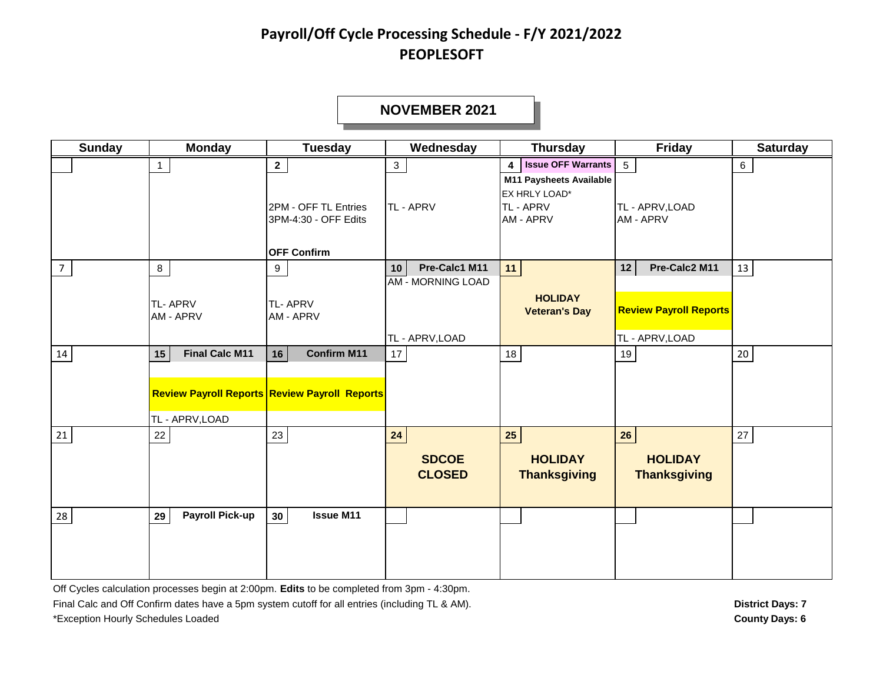# Payroll/Off Cycle Processing Schedule - F/Y 2021/2022
## PEOPLESOFT

### NOVEMBER 2021

| Sunday | Monday | Tuesday | Wednesday | Thursday | Friday | Saturday |
|---|---|---|---|---|---|---|
| | 1 | **2**<br>2PM - OFF TL Entries<br>3PM-4:30 - OFF Edits<br>**OFF Confirm** | 3<br>TL - APRV | **4** **Issue OFF Warrants**<br>**M11 Paysheets Available**<br>EX HRLY LOAD*<br>TL - APRV<br>AM - APRV | 5<br>TL - APRV,LOAD<br>AM - APRV | 6 |
| 7 | 8<br>TL- APRV<br>AM - APRV | 9<br>TL- APRV<br>AM - APRV | **10** **Pre-Calc1 M11**<br>AM - MORNING LOAD<br>TL - APRV,LOAD | **11**<br>**HOLIDAY**<br>**Veteran's Day** | **12** **Pre-Calc2 M11**<br>**Review Payroll Reports**<br>TL - APRV,LOAD | 13 |
| 14 | **15** **Final Calc M11**<br>**Review Payroll Reports**<br>TL - APRV,LOAD | **16** **Confirm M11**<br>**Review Payroll Reports** | 17 | 18 | 19 | 20 |
| 21 | 22 | 23 | **24**<br>**SDCOE CLOSED** | **25**<br>**HOLIDAY Thanksgiving** | **26**<br>**HOLIDAY Thanksgiving** | 27 |
| 28 | **29** **Payroll Pick-up** | **30** **Issue M11** | | | | |

Off Cycles calculation processes begin at 2:00pm. **Edits** to be completed from 3pm - 4:30pm.

Final Calc and Off Confirm dates have a 5pm system cutoff for all entries (including TL & AM).

*Exception Hourly Schedules Loaded

**District Days: 7**

**County Days: 6**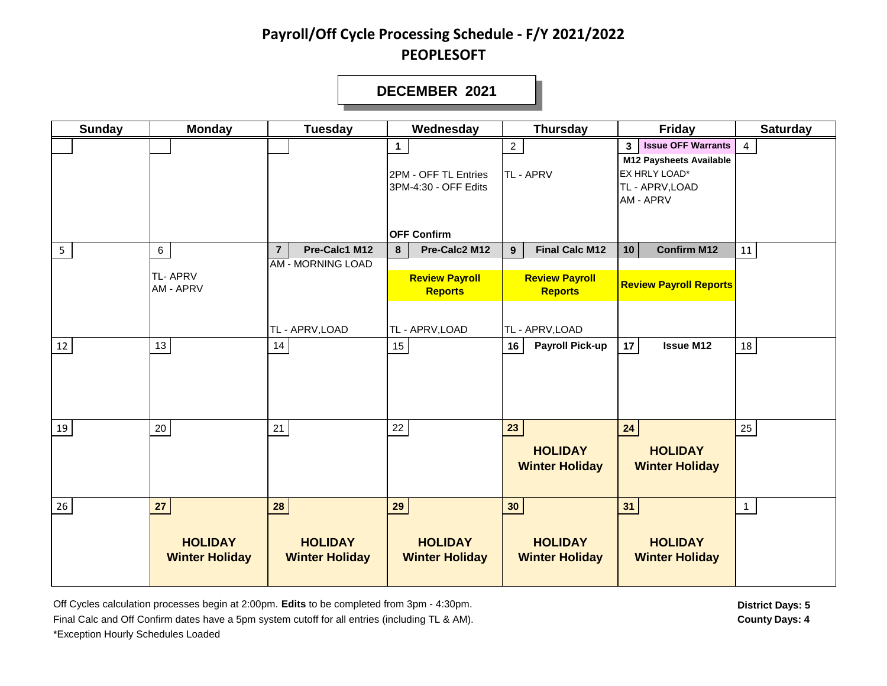# Payroll/Off Cycle Processing Schedule - F/Y 2021/2022
## PEOPLESOFT

### DECEMBER 2021

| Sunday | Monday | Tuesday | Wednesday | Thursday | Friday | Saturday |
|---|---|---|---|---|---|---|
| | | | **1** 2PM - OFF TL Entries 3PM-4:30 - OFF Edits **OFF Confirm** | 2 TL - APRV | **3** **Issue OFF Warrants** **M12 Paysheets Available** EX HRLY LOAD* TL - APRV,LOAD AM - APRV | 4 |
| 5 | 6 TL- APRV AM - APRV | **7** **Pre-Calc1 M12** AM - MORNING LOAD TL - APRV,LOAD | **8** **Pre-Calc2 M12** **Review Payroll Reports** TL - APRV,LOAD | **9** **Final Calc M12** **Review Payroll Reports** TL - APRV,LOAD | **10** **Confirm M12** **Review Payroll Reports** | 11 |
| 12 | 13 | 14 | 15 | **16** **Payroll Pick-up** | **17** **Issue M12** | 18 |
| 19 | 20 | 21 | 22 | **23** **HOLIDAY Winter Holiday** | **24** **HOLIDAY Winter Holiday** | 25 |
| 26 | **27** **HOLIDAY Winter Holiday** | **28** **HOLIDAY Winter Holiday** | **29** **HOLIDAY Winter Holiday** | **30** **HOLIDAY Winter Holiday** | **31** **HOLIDAY Winter Holiday** | 1 |

Off Cycles calculation processes begin at 2:00pm. **Edits** to be completed from 3pm - 4:30pm.
Final Calc and Off Confirm dates have a 5pm system cutoff for all entries (including TL & AM).
*Exception Hourly Schedules Loaded

**District Days: 5**
**County Days: 4**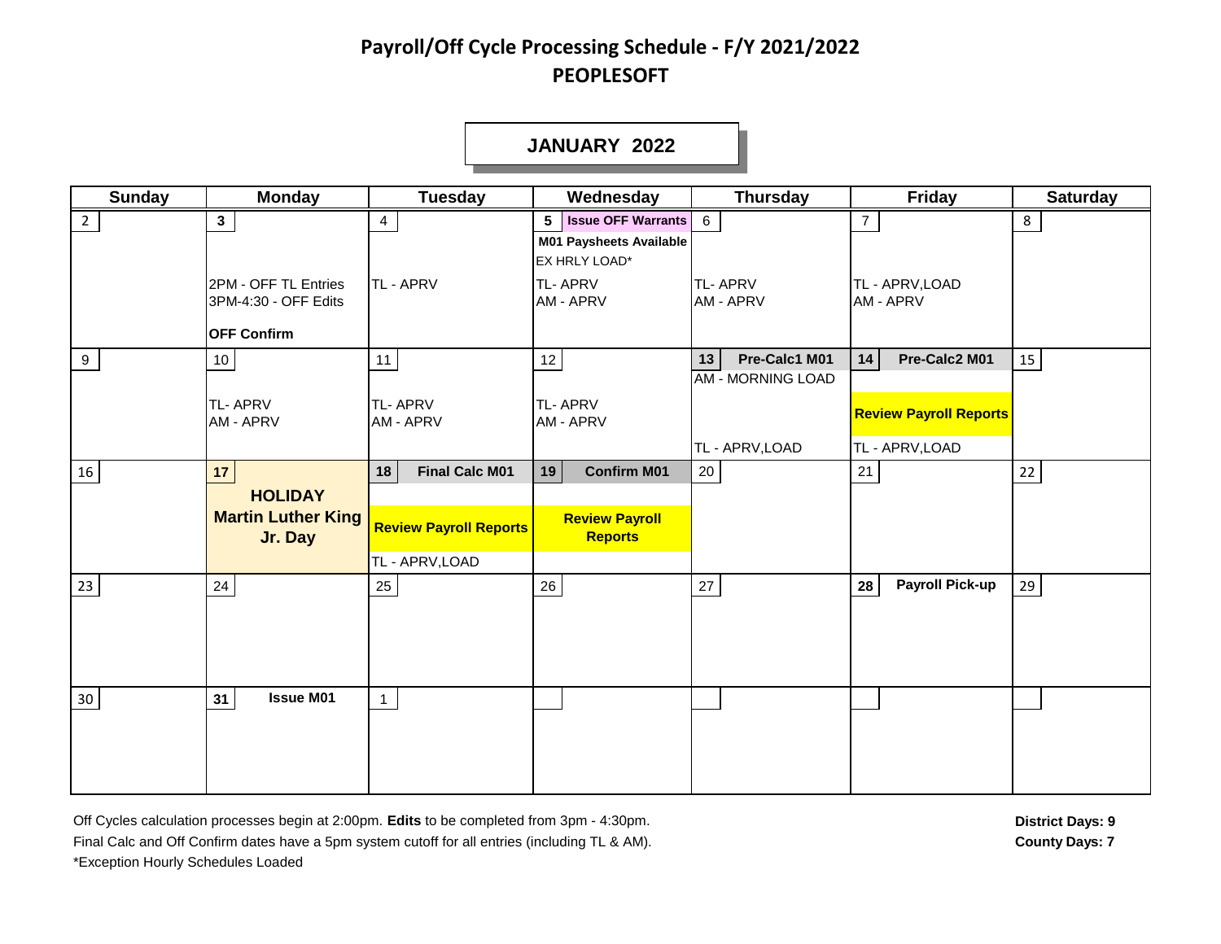# Payroll/Off Cycle Processing Schedule - F/Y 2021/2022
# PEOPLESOFT

## JANUARY 2022

| Sunday | Monday | Tuesday | Wednesday | Thursday | Friday | Saturday |
|---|---|---|---|---|---|---|
| 2 | **3**<br>2PM - OFF TL Entries<br>3PM-4:30 - OFF Edits<br>**OFF Confirm** | 4<br>TL - APRV | **5 Issue OFF Warrants**<br>**M01 Paysheets Available**<br>EX HRLY LOAD*<br>TL- APRV<br>AM - APRV | 6<br>TL- APRV<br>AM - APRV | 7<br>TL - APRV,LOAD<br>AM - APRV | 8 |
| 9 | 10<br>TL- APRV<br>AM - APRV | 11<br>TL- APRV<br>AM - APRV | 12<br>TL- APRV<br>AM - APRV | **13 Pre-Calc1 M01**<br>AM - MORNING LOAD<br>TL - APRV,LOAD | **14 Pre-Calc2 M01**<br>**Review Payroll Reports**<br>TL - APRV,LOAD | 15 |
| 16 | **17**<br>**HOLIDAY**<br>**Martin Luther King Jr. Day** | **18 Final Calc M01**<br>**Review Payroll Reports**<br>TL - APRV,LOAD | **19 Confirm M01**<br>**Review Payroll Reports** | 20 | 21 | 22 |
| 23 | 24 | 25 | 26 | 27 | **28 Payroll Pick-up** | 29 |
| 30 | **31 Issue M01** | 1 | | | | |

Off Cycles calculation processes begin at 2:00pm. **Edits** to be completed from 3pm - 4:30pm.
Final Calc and Off Confirm dates have a 5pm system cutoff for all entries (including TL & AM).
*Exception Hourly Schedules Loaded

**District Days: 9**
**County Days: 7**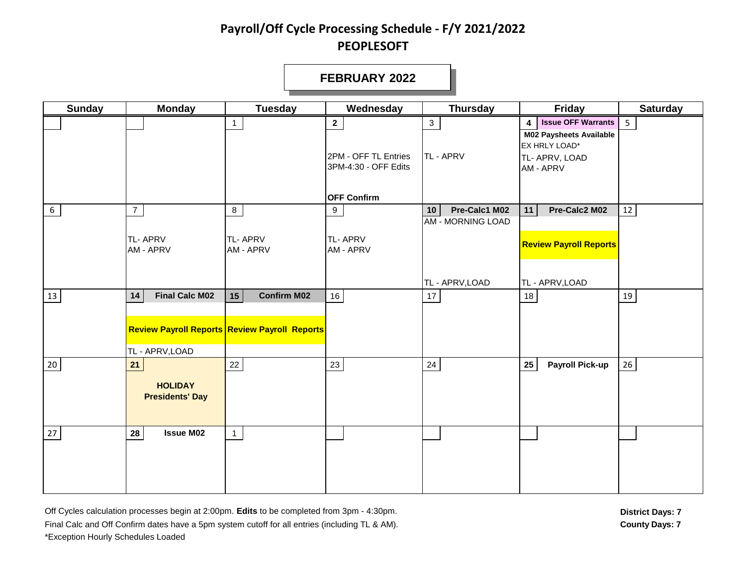# Payroll/Off Cycle Processing Schedule - F/Y 2021/2022

## PEOPLESOFT

### FEBRUARY 2022

| Sunday | Monday | Tuesday | Wednesday | Thursday | Friday | Saturday |
|---|---|---|---|---|---|---|
| | | 1 | **2**<br>2PM - OFF TL Entries<br>3PM-4:30 - OFF Edits<br>**OFF Confirm** | 3<br>TL - APRV | **4** **Issue OFF Warrants**<br>**M02 Paysheets Available**<br>EX HRLY LOAD*<br>TL- APRV, LOAD<br>AM - APRV | 5 |
| 6 | 7<br>TL- APRV<br>AM - APRV | 8<br>TL- APRV<br>AM - APRV | 9<br>TL- APRV<br>AM - APRV | **10** **Pre-Calc1 M02**<br>AM - MORNING LOAD<br>TL - APRV,LOAD | **11** **Pre-Calc2 M02**<br>**Review Payroll Reports**<br>TL - APRV,LOAD | 12 |
| 13 | **14** **Final Calc M02**<br>**Review Payroll Reports**<br>TL - APRV,LOAD | **15** **Confirm M02**<br>**Review Payroll Reports** | 16 | 17 | 18 | 19 |
| 20 | **21**<br>**HOLIDAY**<br>**Presidents' Day** | 22 | 23 | 24 | **25** **Payroll Pick-up** | 26 |
| 27 | **28** **Issue M02** | 1 | | | | |

Off Cycles calculation processes begin at 2:00pm. **Edits** to be completed from 3pm - 4:30pm.
Final Calc and Off Confirm dates have a 5pm system cutoff for all entries (including TL & AM).
*Exception Hourly Schedules Loaded

**District Days: 7**
**County Days: 7**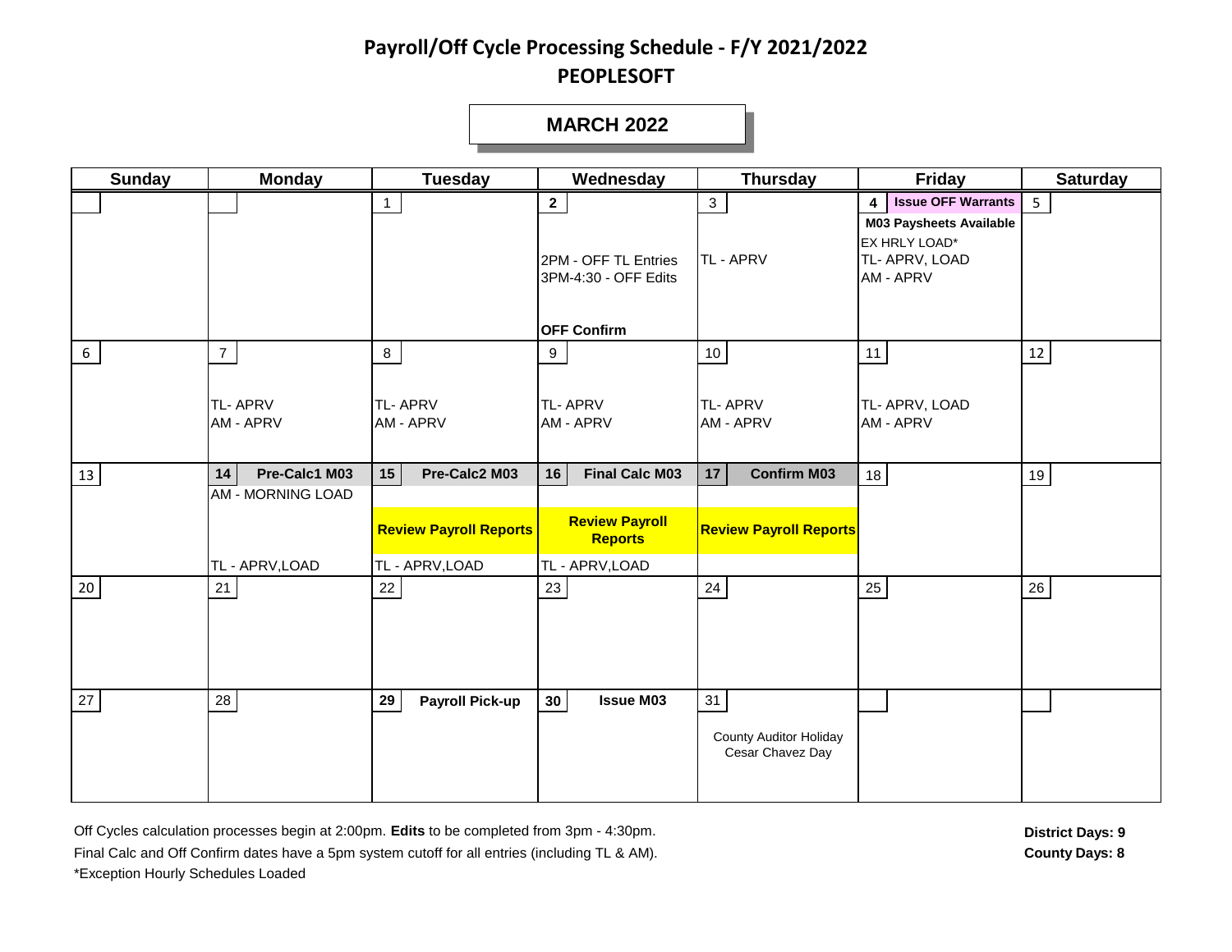# Payroll/Off Cycle Processing Schedule - F/Y 2021/2022

## PEOPLESOFT

### MARCH 2022

| Sunday | Monday | Tuesday | Wednesday | Thursday | Friday | Saturday |
|---|---|---|---|---|---|---|
| | | 1 | **2**<br>2PM - OFF TL Entries<br>3PM-4:30 - OFF Edits<br>**OFF Confirm** | 3<br>TL - APRV | **4** **Issue OFF Warrants**<br>**M03 Paysheets Available**<br>EX HRLY LOAD*<br>TL- APRV, LOAD<br>AM - APRV | 5 |
| 6 | 7<br>TL- APRV<br>AM - APRV | 8<br>TL- APRV<br>AM - APRV | 9<br>TL- APRV<br>AM - APRV | 10<br>TL- APRV<br>AM - APRV | 11<br>TL- APRV, LOAD<br>AM - APRV | 12 |
| 13 | **14** **Pre-Calc1 M03**<br>AM - MORNING LOAD<br>TL - APRV,LOAD | **15** **Pre-Calc2 M03**<br>**Review Payroll Reports**<br>TL - APRV,LOAD | **16** **Final Calc M03**<br>**Review Payroll Reports**<br>TL - APRV,LOAD | **17** **Confirm M03**<br>**Review Payroll Reports** | 18 | 19 |
| 20 | 21 | 22 | 23 | 24 | 25 | 26 |
| 27 | 28 | **29** **Payroll Pick-up** | **30** **Issue M03** | 31<br>County Auditor Holiday<br>Cesar Chavez Day | | |

Off Cycles calculation processes begin at 2:00pm. **Edits** to be completed from 3pm - 4:30pm.
Final Calc and Off Confirm dates have a 5pm system cutoff for all entries (including TL & AM).
*Exception Hourly Schedules Loaded

**District Days: 9**
**County Days: 8**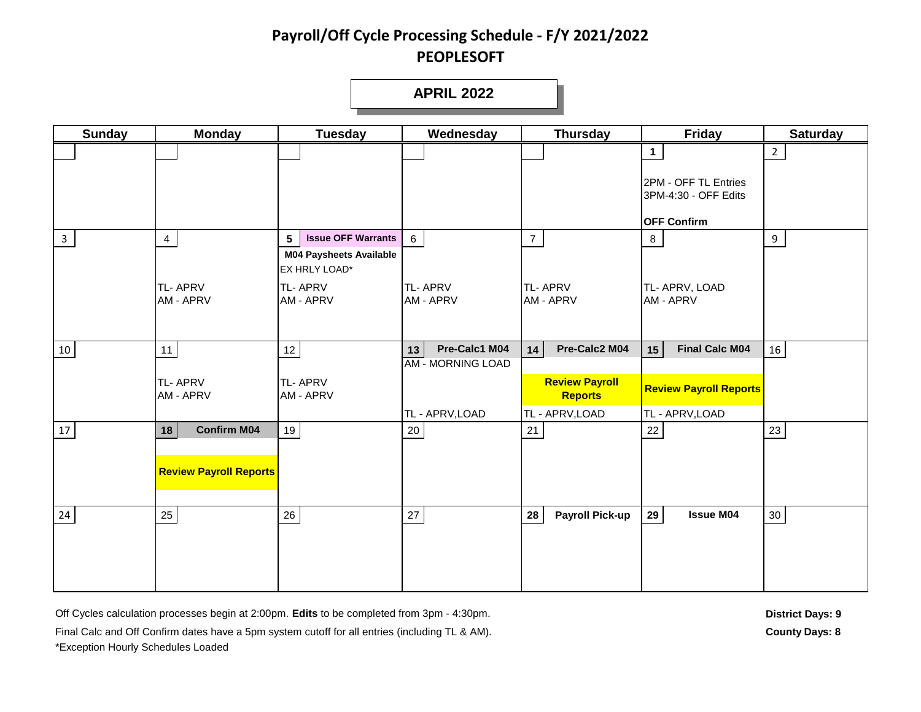# Payroll/Off Cycle Processing Schedule - F/Y 2021/2022

## PEOPLESOFT

### APRIL 2022

| Sunday | Monday | Tuesday | Wednesday | Thursday | Friday | Saturday |
|---|---|---|---|---|---|---|
| | | | | | **1**<br>2PM - OFF TL Entries<br>3PM-4:30 - OFF Edits<br>**OFF Confirm** | 2 |
| 3 | 4<br>TL- APRV<br>AM - APRV | **5** **Issue OFF Warrants**<br>**M04 Paysheets Available**<br>EX HRLY LOAD*<br>TL- APRV<br>AM - APRV | 6<br>TL- APRV<br>AM - APRV | 7<br>TL- APRV<br>AM - APRV | 8<br>TL- APRV, LOAD<br>AM - APRV | 9 |
| 10 | 11<br>TL- APRV<br>AM - APRV | 12<br>TL- APRV<br>AM - APRV | **13** **Pre-Calc1 M04**<br>AM - MORNING LOAD<br>TL - APRV,LOAD | **14** **Pre-Calc2 M04**<br>**Review Payroll Reports**<br>TL - APRV,LOAD | **15** **Final Calc M04**<br>**Review Payroll Reports**<br>TL - APRV,LOAD | 16 |
| 17 | **18** **Confirm M04**<br>**Review Payroll Reports** | 19 | 20 | 21 | 22 | 23 |
| 24 | 25 | 26 | 27 | **28** **Payroll Pick-up** | **29** **Issue M04** | 30 |

Off Cycles calculation processes begin at 2:00pm. **Edits** to be completed from 3pm - 4:30pm.

Final Calc and Off Confirm dates have a 5pm system cutoff for all entries (including TL & AM).

*Exception Hourly Schedules Loaded

**District Days: 9**

**County Days: 8**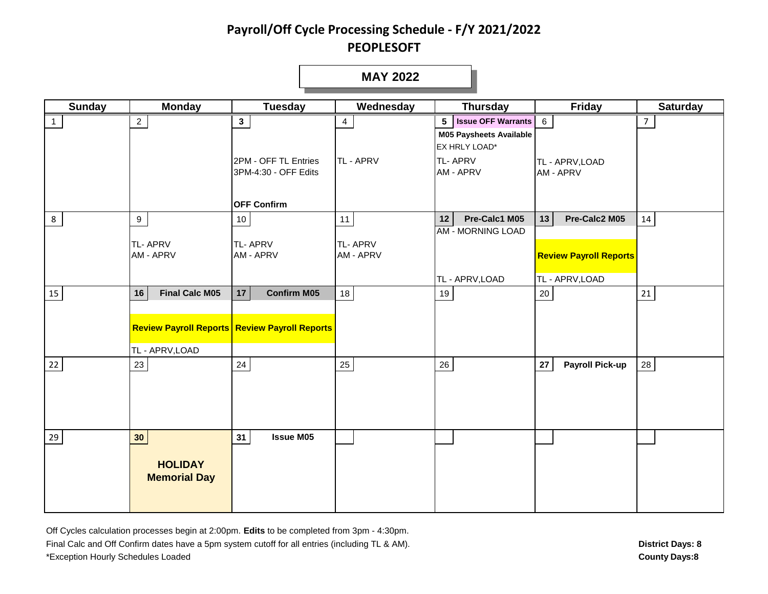# Payroll/Off Cycle Processing Schedule - F/Y 2021/2022

## PEOPLESOFT

### MAY 2022

| Sunday | Monday | Tuesday | Wednesday | Thursday | Friday | Saturday |
|---|---|---|---|---|---|---|
| 1 | 2 | **3**<br>2PM - OFF TL Entries<br>3PM-4:30 - OFF Edits<br>**OFF Confirm** | 4<br>TL - APRV | **5** **Issue OFF Warrants**<br>**M05 Paysheets Available**<br>EX HRLY LOAD*<br>TL- APRV<br>AM - APRV | 6<br>TL - APRV,LOAD<br>AM - APRV | 7 |
| 8 | 9<br>TL- APRV<br>AM - APRV | 10<br>TL- APRV<br>AM - APRV | 11<br>TL- APRV<br>AM - APRV | **12** **Pre-Calc1 M05**<br>AM - MORNING LOAD<br>TL - APRV,LOAD | **13** **Pre-Calc2 M05**<br>**Review Payroll Reports**<br>TL - APRV,LOAD | 14 |
| 15 | **16** **Final Calc M05**<br>**Review Payroll Reports**<br>TL - APRV,LOAD | **17** **Confirm M05**<br>**Review Payroll Reports** | 18 | 19 | 20 | 21 |
| 22 | 23 | 24 | 25 | 26 | **27** **Payroll Pick-up** | 28 |
| 29 | **30**<br>**HOLIDAY**<br>**Memorial Day** | **31** **Issue M05** | | | | |

Off Cycles calculation processes begin at 2:00pm. **Edits** to be completed from 3pm - 4:30pm.

Final Calc and Off Confirm dates have a 5pm system cutoff for all entries (including TL & AM).

*Exception Hourly Schedules Loaded

**District Days: 8**

**County Days:8**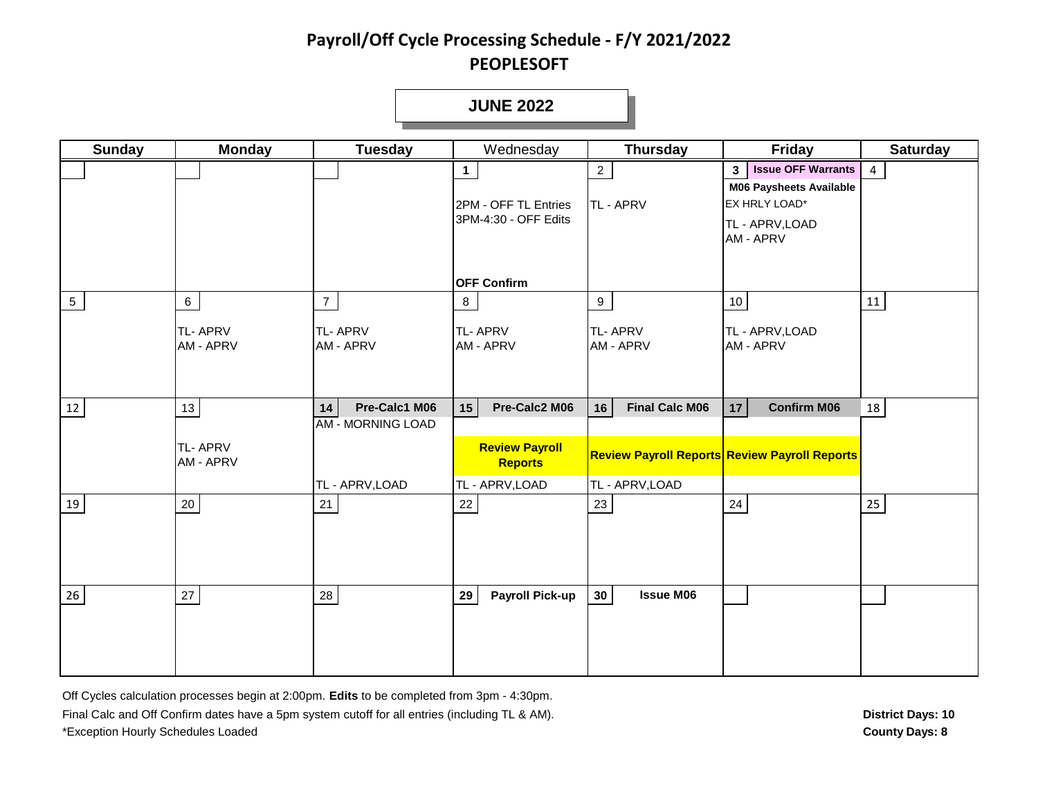# Payroll/Off Cycle Processing Schedule - F/Y 2021/2022

## PEOPLESOFT

### JUNE 2022

| Sunday | Monday | Tuesday | Wednesday | Thursday | Friday | Saturday |
|---|---|---|---|---|---|---|
| | | | **1**<br>2PM - OFF TL Entries<br>3PM-4:30 - OFF Edits<br>**OFF Confirm** | 2<br>TL - APRV | **3** **Issue OFF Warrants**<br>**M06 Paysheets Available**<br>EX HRLY LOAD*<br>TL - APRV,LOAD<br>AM - APRV | 4 |
| 5 | 6<br>TL- APRV<br>AM - APRV | 7<br>TL- APRV<br>AM - APRV | 8<br>TL- APRV<br>AM - APRV | 9<br>TL- APRV<br>AM - APRV | 10<br>TL - APRV,LOAD<br>AM - APRV | 11 |
| 12 | 13<br>TL- APRV<br>AM - APRV | **14** **Pre-Calc1 M06**<br>AM - MORNING LOAD<br>TL - APRV,LOAD | **15** **Pre-Calc2 M06**<br>**Review Payroll Reports**<br>TL - APRV,LOAD | **16** **Final Calc M06**<br>**Review Payroll Reports**<br>TL - APRV,LOAD | **17** **Confirm M06**<br>**Review Payroll Reports** | 18 |
| 19 | 20 | 21 | 22 | 23 | 24 | 25 |
| 26 | 27 | 28 | **29** **Payroll Pick-up** | **30** **Issue M06** | | |

Off Cycles calculation processes begin at 2:00pm. **Edits** to be completed from 3pm - 4:30pm.

Final Calc and Off Confirm dates have a 5pm system cutoff for all entries (including TL & AM).

*Exception Hourly Schedules Loaded

**District Days: 10**

**County Days: 8**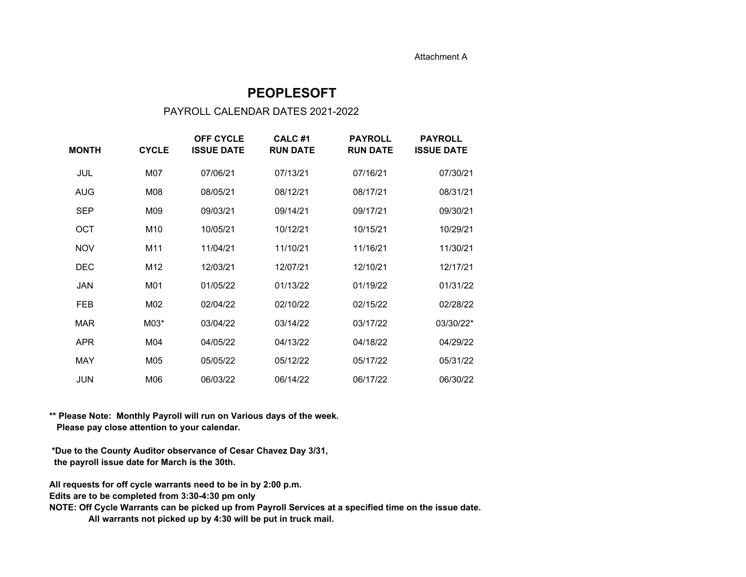Attachment A

# PEOPLESOFT

PAYROLL CALENDAR DATES 2021-2022

| MONTH | CYCLE | OFF CYCLE ISSUE DATE | CALC #1 RUN DATE | PAYROLL RUN DATE | PAYROLL ISSUE DATE |
|---|---|---|---|---|---|
| JUL | M07 | 07/06/21 | 07/13/21 | 07/16/21 | 07/30/21 |
| AUG | M08 | 08/05/21 | 08/12/21 | 08/17/21 | 08/31/21 |
| SEP | M09 | 09/03/21 | 09/14/21 | 09/17/21 | 09/30/21 |
| OCT | M10 | 10/05/21 | 10/12/21 | 10/15/21 | 10/29/21 |
| NOV | M11 | 11/04/21 | 11/10/21 | 11/16/21 | 11/30/21 |
| DEC | M12 | 12/03/21 | 12/07/21 | 12/10/21 | 12/17/21 |
| JAN | M01 | 01/05/22 | 01/13/22 | 01/19/22 | 01/31/22 |
| FEB | M02 | 02/04/22 | 02/10/22 | 02/15/22 | 02/28/22 |
| MAR | M03* | 03/04/22 | 03/14/22 | 03/17/22 | 03/30/22* |
| APR | M04 | 04/05/22 | 04/13/22 | 04/18/22 | 04/29/22 |
| MAY | M05 | 05/05/22 | 05/12/22 | 05/17/22 | 05/31/22 |
| JUN | M06 | 06/03/22 | 06/14/22 | 06/17/22 | 06/30/22 |

**** Please Note: Monthly Payroll will run on Various days of the week.**
**Please pay close attention to your calendar.**

***Due to the County Auditor observance of Cesar Chavez Day 3/31,**
**the payroll issue date for March is the 30th.**

**All requests for off cycle warrants need to be in by 2:00 p.m.**
**Edits are to be completed from 3:30-4:30 pm only**
**NOTE: Off Cycle Warrants can be picked up from Payroll Services at a specified time on the issue date.**
**All warrants not picked up by 4:30 will be put in truck mail.**